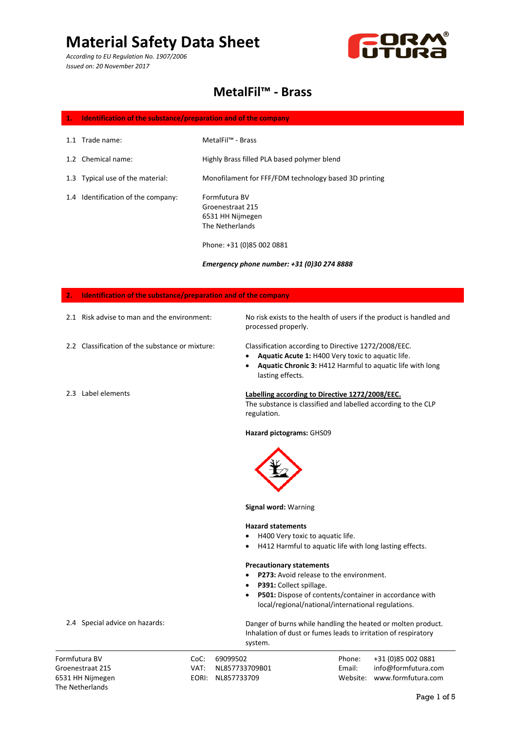# Material Safety Data Sheet

*According to EU Regulation No. 1907/2006*
*Issued on: 20 November 2017*

## MetalFil™ - Brass

### 1. Identification of the substance/preparation and of the company

1.1 Trade name: MetalFil™ - Brass

1.2 Chemical name: Highly Brass filled PLA based polymer blend

1.3 Typical use of the material: Monofilament for FFF/FDM technology based 3D printing

1.4 Identification of the company:
Formfutura BV
Groenestraat 215
6531 HH Nijmegen
The Netherlands

Phone: +31 (0)85 002 0881

***Emergency phone number: +31 (0)30 274 8888***

### 2. Identification of the substance/preparation and of the company

2.1 Risk advise to man and the environment: No risk exists to the health of users if the product is handled and processed properly.

2.2 Classification of the substance or mixture: Classification according to Directive 1272/2008/EEC.

- **Aquatic Acute 1:** H400 Very toxic to aquatic life.
- **Aquatic Chronic 3:** H412 Harmful to aquatic life with long lasting effects.

2.3 Label elements

**Labelling according to Directive 1272/2008/EEC.**
The substance is classified and labelled according to the CLP regulation.

**Hazard pictograms:** GHS09

**Signal word:** Warning

**Hazard statements**

- H400 Very toxic to aquatic life.
- H412 Harmful to aquatic life with long lasting effects.

**Precautionary statements**

- **P273:** Avoid release to the environment.
- **P391:** Collect spillage.
- **P501:** Dispose of contents/container in accordance with local/regional/national/international regulations.

2.4 Special advice on hazards: Danger of burns while handling the heated or molten product. Inhalation of dust or fumes leads to irritation of respiratory system.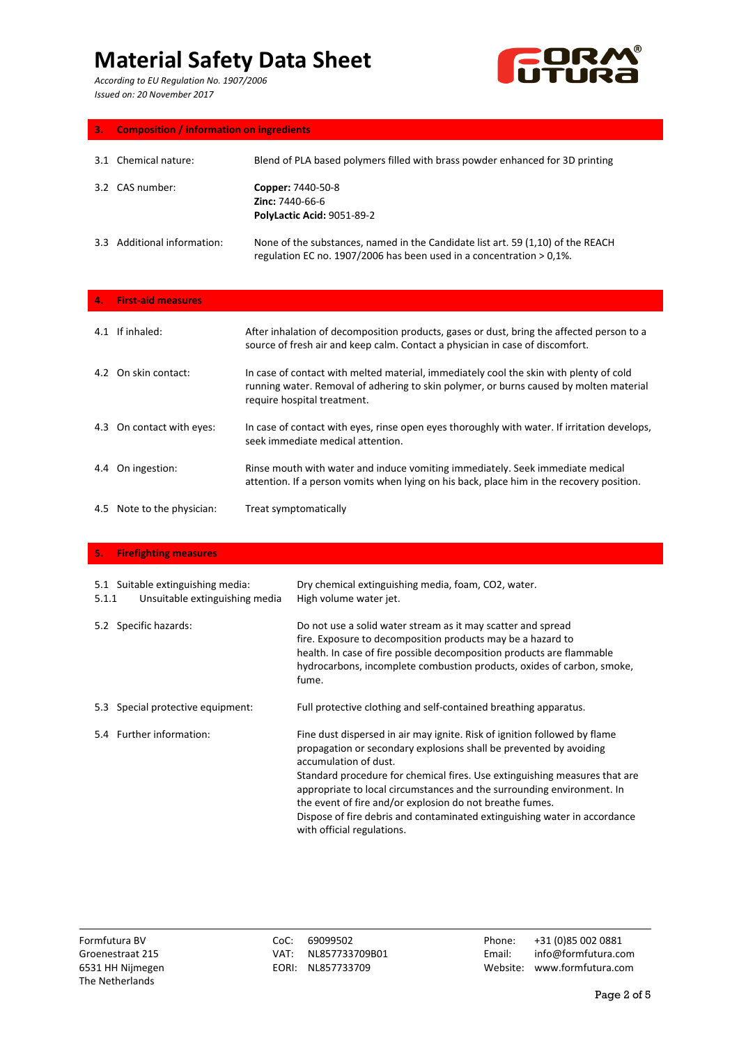# Material Safety Data Sheet

*According to EU Regulation No. 1907/2006*
*Issued on: 20 November 2017*

## 3. Composition / information on ingredients

| | |
|---|---|
| 3.1 Chemical nature: | Blend of PLA based polymers filled with brass powder enhanced for 3D printing |
| 3.2 CAS number: | **Copper:** 7440-50-8<br>**Zinc:** 7440-66-6<br>**PolyLactic Acid:** 9051-89-2 |
| 3.3 Additional information: | None of the substances, named in the Candidate list art. 59 (1,10) of the REACH regulation EC no. 1907/2006 has been used in a concentration > 0,1%. |

## 4. First-aid measures

| | |
|---|---|
| 4.1 If inhaled: | After inhalation of decomposition products, gases or dust, bring the affected person to a source of fresh air and keep calm. Contact a physician in case of discomfort. |
| 4.2 On skin contact: | In case of contact with melted material, immediately cool the skin with plenty of cold running water. Removal of adhering to skin polymer, or burns caused by molten material require hospital treatment. |
| 4.3 On contact with eyes: | In case of contact with eyes, rinse open eyes thoroughly with water. If irritation develops, seek immediate medical attention. |
| 4.4 On ingestion: | Rinse mouth with water and induce vomiting immediately. Seek immediate medical attention. If a person vomits when lying on his back, place him in the recovery position. |
| 4.5 Note to the physician: | Treat symptomatically |

## 5. Firefighting measures

| | |
|---|---|
| 5.1 Suitable extinguishing media: | Dry chemical extinguishing media, foam, CO2, water. |
| 5.1.1 Unsuitable extinguishing media | High volume water jet. |
| 5.2 Specific hazards: | Do not use a solid water stream as it may scatter and spread fire. Exposure to decomposition products may be a hazard to health. In case of fire possible decomposition products are flammable hydrocarbons, incomplete combustion products, oxides of carbon, smoke, fume. |
| 5.3 Special protective equipment: | Full protective clothing and self-contained breathing apparatus. |
| 5.4 Further information: | Fine dust dispersed in air may ignite. Risk of ignition followed by flame propagation or secondary explosions shall be prevented by avoiding accumulation of dust.<br>Standard procedure for chemical fires. Use extinguishing measures that are appropriate to local circumstances and the surrounding environment. In the event of fire and/or explosion do not breathe fumes.<br>Dispose of fire debris and contaminated extinguishing water in accordance with official regulations. |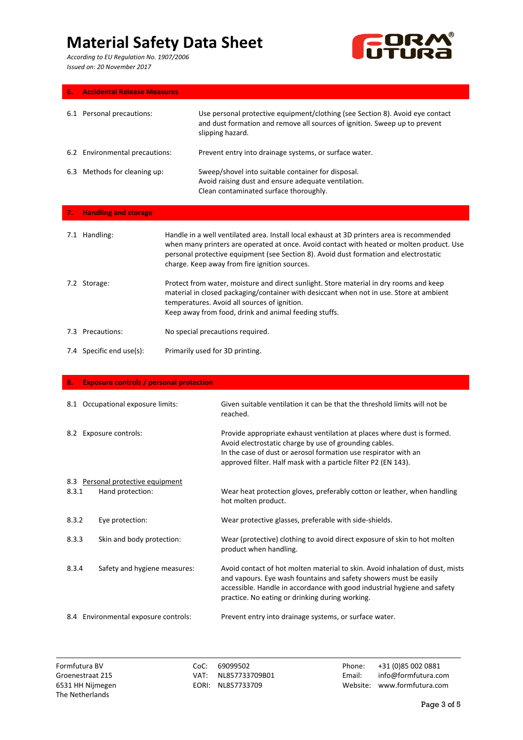## 6. Accidental Release Measures

6.1 Personal precautions: Use personal protective equipment/clothing (see Section 8). Avoid eye contact and dust formation and remove all sources of ignition. Sweep up to prevent slipping hazard.

6.2 Environmental precautions: Prevent entry into drainage systems, or surface water.

6.3 Methods for cleaning up: Sweep/shovel into suitable container for disposal.
Avoid raising dust and ensure adequate ventilation.
Clean contaminated surface thoroughly.

## 7. Handling and storage

7.1 Handling: Handle in a well ventilated area. Install local exhaust at 3D printers area is recommended when many printers are operated at once. Avoid contact with heated or molten product. Use personal protective equipment (see Section 8). Avoid dust formation and electrostatic charge. Keep away from fire ignition sources.

7.2 Storage: Protect from water, moisture and direct sunlight. Store material in dry rooms and keep material in closed packaging/container with desiccant when not in use. Store at ambient temperatures. Avoid all sources of ignition.
Keep away from food, drink and animal feeding stuffs.

7.3 Precautions: No special precautions required.

7.4 Specific end use(s): Primarily used for 3D printing.

## 8. Exposure controls / personal protection

8.1 Occupational exposure limits: Given suitable ventilation it can be that the threshold limits will not be reached.

8.2 Exposure controls: Provide appropriate exhaust ventilation at places where dust is formed.
Avoid electrostatic charge by use of grounding cables.
In the case of dust or aerosol formation use respirator with an approved filter. Half mask with a particle filter P2 (EN 143).

8.3 Personal protective equipment

8.3.1 Hand protection: Wear heat protection gloves, preferably cotton or leather, when handling hot molten product.

8.3.2 Eye protection: Wear protective glasses, preferable with side-shields.

8.3.3 Skin and body protection: Wear (protective) clothing to avoid direct exposure of skin to hot molten product when handling.

8.3.4 Safety and hygiene measures: Avoid contact of hot molten material to skin. Avoid inhalation of dust, mists and vapours. Eye wash fountains and safety showers must be easily accessible. Handle in accordance with good industrial hygiene and safety practice. No eating or drinking during working.

8.4 Environmental exposure controls: Prevent entry into drainage systems, or surface water.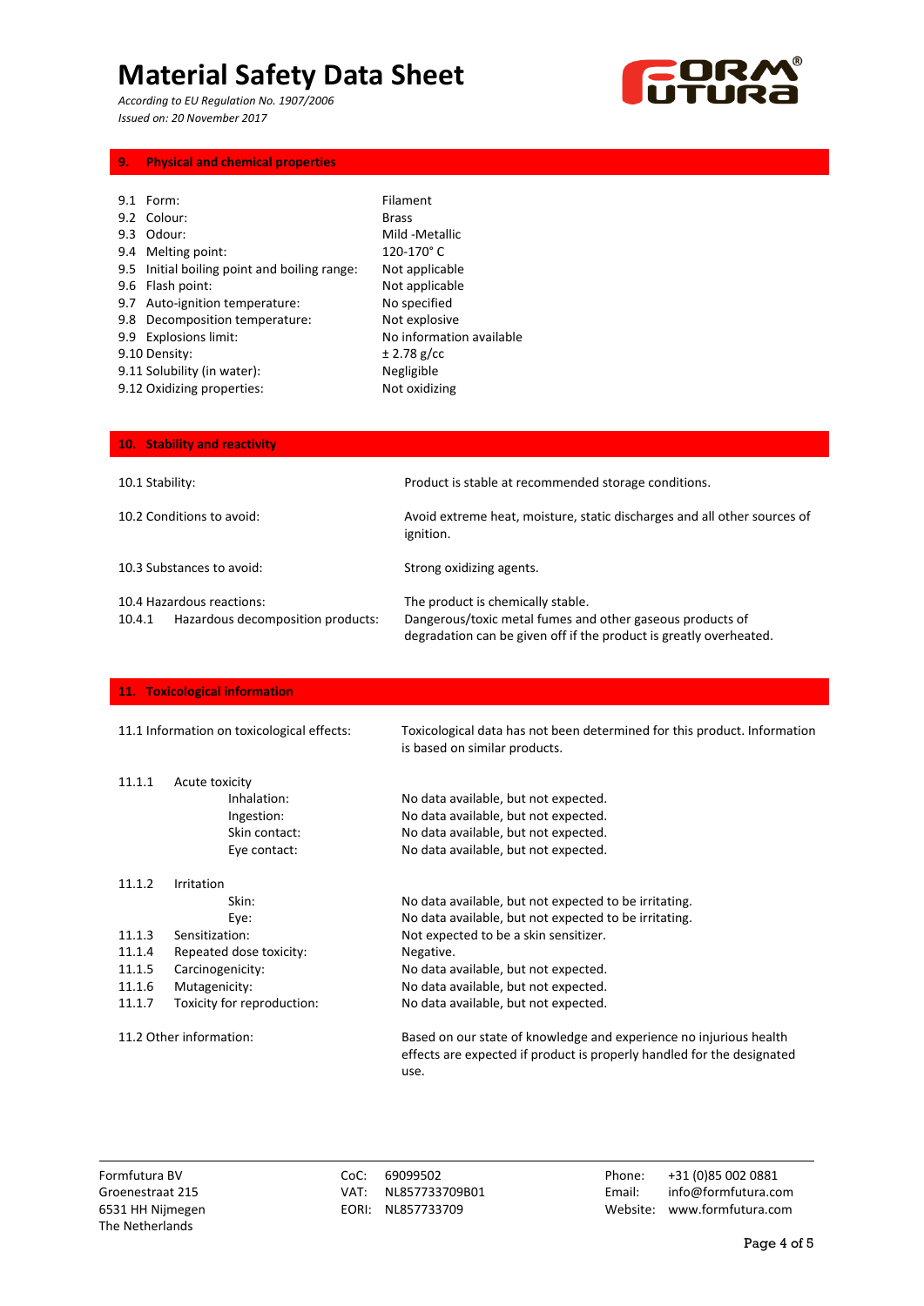# Material Safety Data Sheet

*According to EU Regulation No. 1907/2006*
*Issued on: 20 November 2017*

## 9. Physical and chemical properties

| | |
|---|---|
| 9.1 Form: | Filament |
| 9.2 Colour: | Brass |
| 9.3 Odour: | Mild -Metallic |
| 9.4 Melting point: | 120-170° C |
| 9.5 Initial boiling point and boiling range: | Not applicable |
| 9.6 Flash point: | Not applicable |
| 9.7 Auto-ignition temperature: | No specified |
| 9.8 Decomposition temperature: | Not explosive |
| 9.9 Explosions limit: | No information available |
| 9.10 Density: | ± 2.78 g/cc |
| 9.11 Solubility (in water): | Negligible |
| 9.12 Oxidizing properties: | Not oxidizing |

## 10. Stability and reactivity

| | |
|---|---|
| 10.1 Stability: | Product is stable at recommended storage conditions. |
| 10.2 Conditions to avoid: | Avoid extreme heat, moisture, static discharges and all other sources of ignition. |
| 10.3 Substances to avoid: | Strong oxidizing agents. |
| 10.4 Hazardous reactions: | The product is chemically stable. |
| 10.4.1 Hazardous decomposition products: | Dangerous/toxic metal fumes and other gaseous products of degradation can be given off if the product is greatly overheated. |

## 11. Toxicological information

| | |
|---|---|
| 11.1 Information on toxicological effects: | Toxicological data has not been determined for this product. Information is based on similar products. |
| 11.1.1 Acute toxicity | |
| Inhalation: | No data available, but not expected. |
| Ingestion: | No data available, but not expected. |
| Skin contact: | No data available, but not expected. |
| Eye contact: | No data available, but not expected. |
| 11.1.2 Irritation | |
| Skin: | No data available, but not expected to be irritating. |
| Eye: | No data available, but not expected to be irritating. |
| 11.1.3 Sensitization: | Not expected to be a skin sensitizer. |
| 11.1.4 Repeated dose toxicity: | Negative. |
| 11.1.5 Carcinogenicity: | No data available, but not expected. |
| 11.1.6 Mutagenicity: | No data available, but not expected. |
| 11.1.7 Toxicity for reproduction: | No data available, but not expected. |
| 11.2 Other information: | Based on our state of knowledge and experience no injurious health effects are expected if product is properly handled for the designated use. |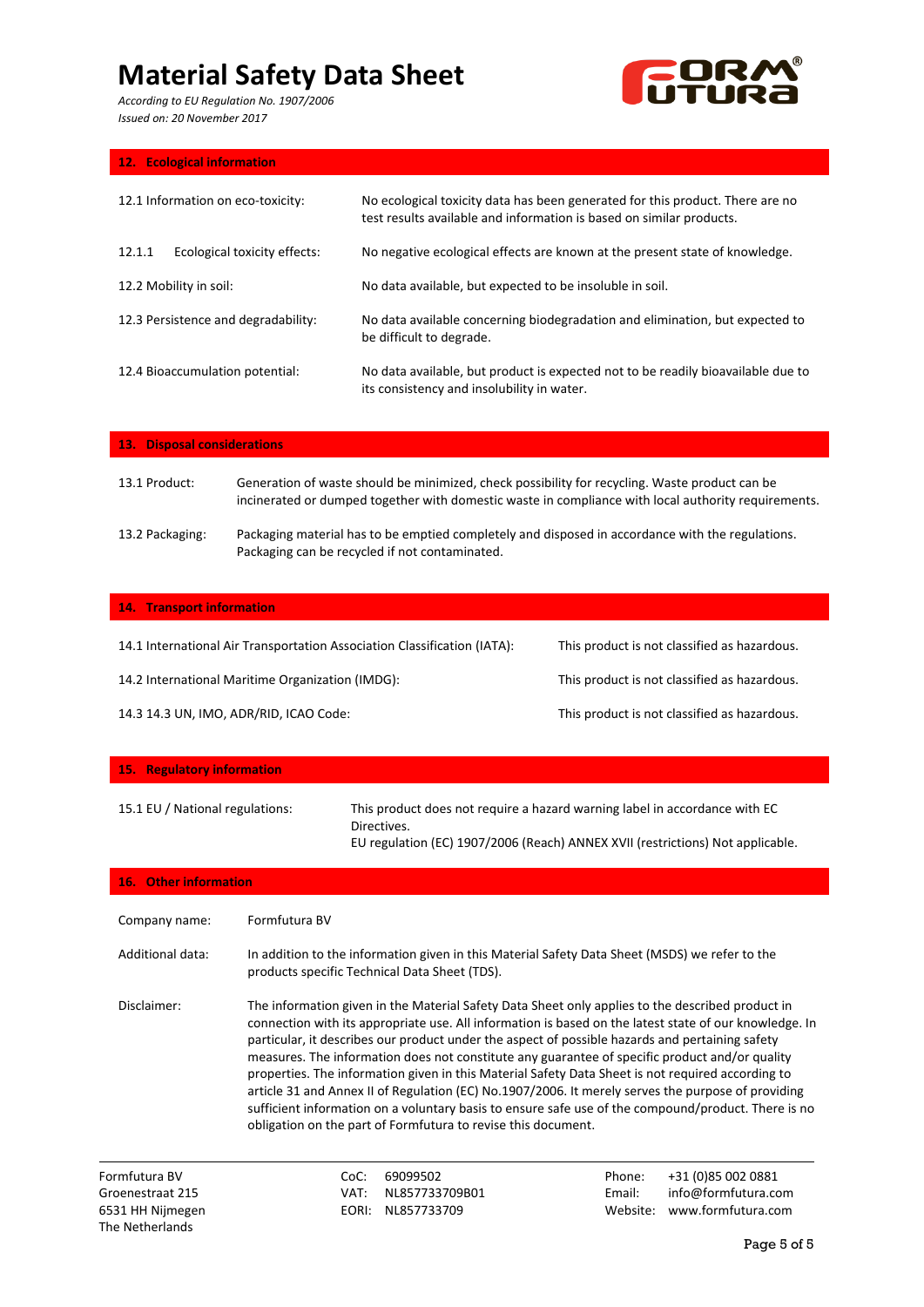# Material Safety Data Sheet

*According to EU Regulation No. 1907/2006*
*Issued on: 20 November 2017*

## 12. Ecological information

| | |
|---|---|
| 12.1 Information on eco-toxicity: | No ecological toxicity data has been generated for this product. There are no test results available and information is based on similar products. |
| 12.1.1 Ecological toxicity effects: | No negative ecological effects are known at the present state of knowledge. |
| 12.2 Mobility in soil: | No data available, but expected to be insoluble in soil. |
| 12.3 Persistence and degradability: | No data available concerning biodegradation and elimination, but expected to be difficult to degrade. |
| 12.4 Bioaccumulation potential: | No data available, but product is expected not to be readily bioavailable due to its consistency and insolubility in water. |

## 13. Disposal considerations

| | |
|---|---|
| 13.1 Product: | Generation of waste should be minimized, check possibility for recycling. Waste product can be incinerated or dumped together with domestic waste in compliance with local authority requirements. |
| 13.2 Packaging: | Packaging material has to be emptied completely and disposed in accordance with the regulations. Packaging can be recycled if not contaminated. |

## 14. Transport information

| | |
|---|---|
| 14.1 International Air Transportation Association Classification (IATA): | This product is not classified as hazardous. |
| 14.2 International Maritime Organization (IMDG): | This product is not classified as hazardous. |
| 14.3 14.3 UN, IMO, ADR/RID, ICAO Code: | This product is not classified as hazardous. |

## 15. Regulatory information

| | |
|---|---|
| 15.1 EU / National regulations: | This product does not require a hazard warning label in accordance with EC Directives.<br>EU regulation (EC) 1907/2006 (Reach) ANNEX XVII (restrictions) Not applicable. |

## 16. Other information

| | |
|---|---|
| Company name: | Formfutura BV |
| Additional data: | In addition to the information given in this Material Safety Data Sheet (MSDS) we refer to the products specific Technical Data Sheet (TDS). |
| Disclaimer: | The information given in the Material Safety Data Sheet only applies to the described product in connection with its appropriate use. All information is based on the latest state of our knowledge. In particular, it describes our product under the aspect of possible hazards and pertaining safety measures. The information does not constitute any guarantee of specific product and/or quality properties. The information given in this Material Safety Data Sheet is not required according to article 31 and Annex II of Regulation (EC) No.1907/2006. It merely serves the purpose of providing sufficient information on a voluntary basis to ensure safe use of the compound/product. There is no obligation on the part of Formfutura to revise this document. |

Formfutura BV
Groenestraat 215
6531 HH Nijmegen
The Netherlands

CoC: 69099502
VAT: NL857733709B01
EORI: NL857733709

Phone: +31 (0)85 002 0881
Email: info@formfutura.com
Website: www.formfutura.com